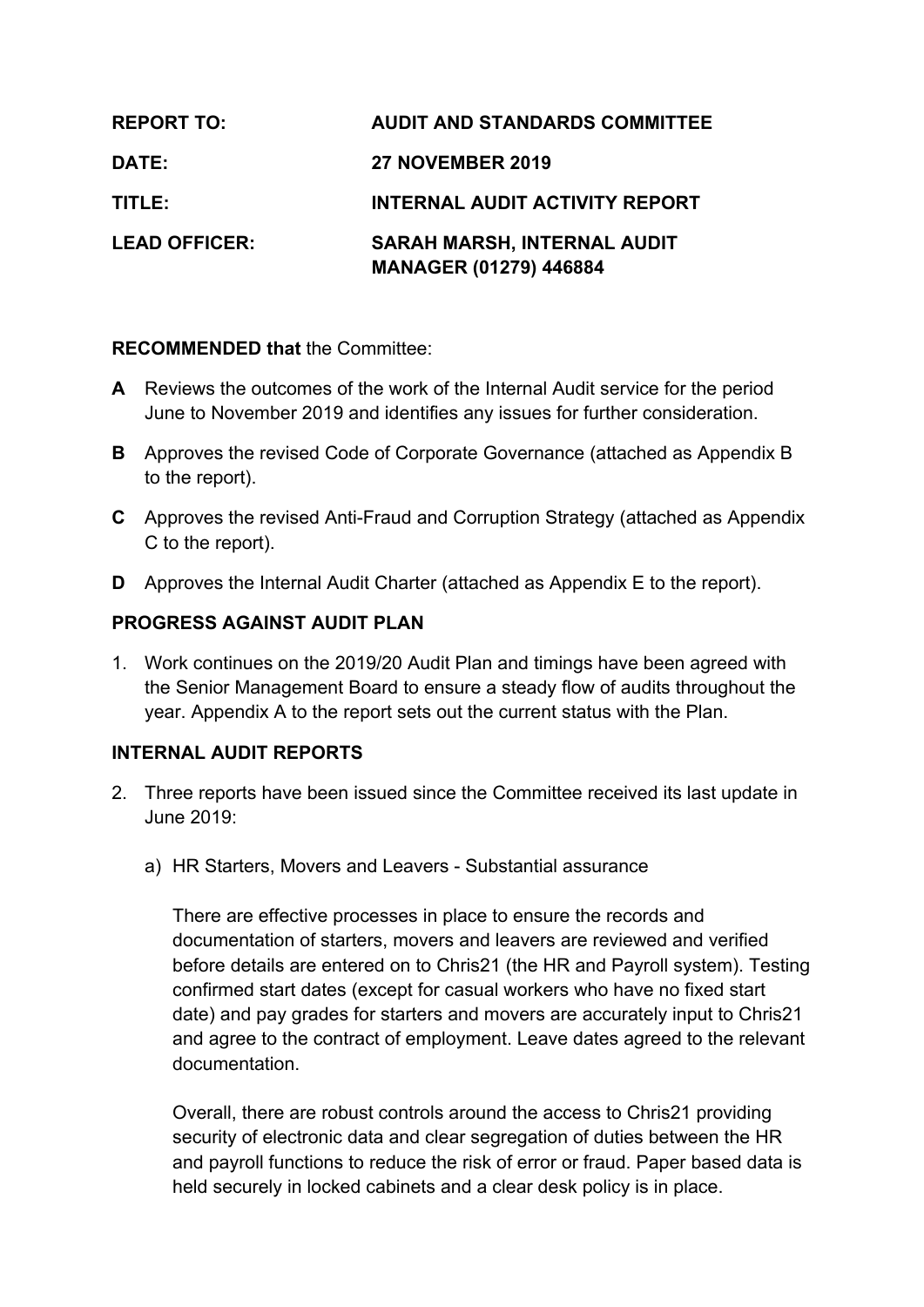| | |
|---|---|
| **REPORT TO:** | **AUDIT AND STANDARDS COMMITTEE** |
| **DATE:** | **27 NOVEMBER 2019** |
| **TITLE:** | **INTERNAL AUDIT ACTIVITY REPORT** |
| **LEAD OFFICER:** | **SARAH MARSH, INTERNAL AUDIT MANAGER (01279) 446884** |

**RECOMMENDED that** the Committee:

**A** Reviews the outcomes of the work of the Internal Audit service for the period June to November 2019 and identifies any issues for further consideration.

**B** Approves the revised Code of Corporate Governance (attached as Appendix B to the report).

**C** Approves the revised Anti-Fraud and Corruption Strategy (attached as Appendix C to the report).

**D** Approves the Internal Audit Charter (attached as Appendix E to the report).

## PROGRESS AGAINST AUDIT PLAN

1. Work continues on the 2019/20 Audit Plan and timings have been agreed with the Senior Management Board to ensure a steady flow of audits throughout the year. Appendix A to the report sets out the current status with the Plan.

## INTERNAL AUDIT REPORTS

2. Three reports have been issued since the Committee received its last update in June 2019:

   a) HR Starters, Movers and Leavers - Substantial assurance

      There are effective processes in place to ensure the records and documentation of starters, movers and leavers are reviewed and verified before details are entered on to Chris21 (the HR and Payroll system). Testing confirmed start dates (except for casual workers who have no fixed start date) and pay grades for starters and movers are accurately input to Chris21 and agree to the contract of employment. Leave dates agreed to the relevant documentation.

      Overall, there are robust controls around the access to Chris21 providing security of electronic data and clear segregation of duties between the HR and payroll functions to reduce the risk of error or fraud. Paper based data is held securely in locked cabinets and a clear desk policy is in place.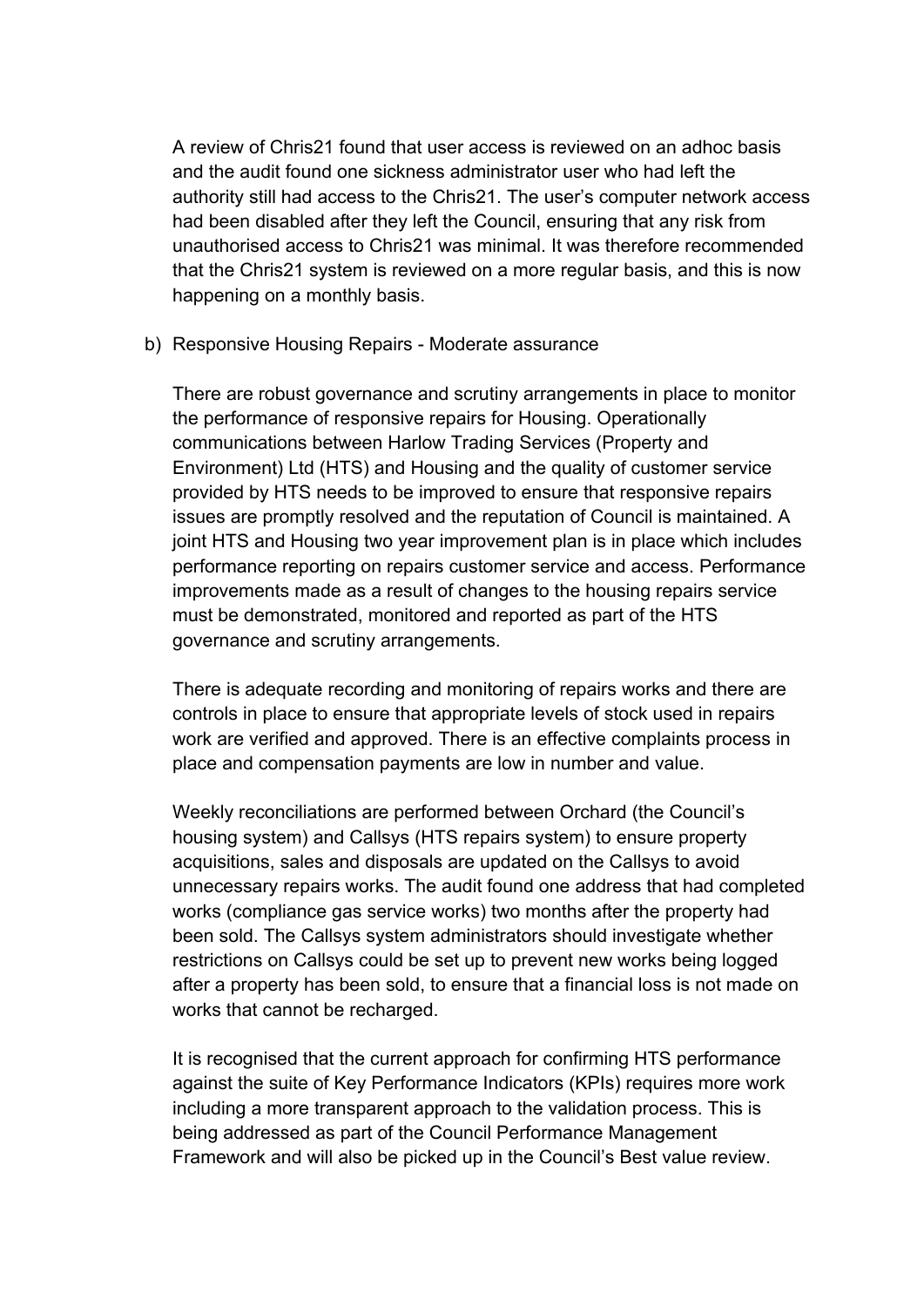A review of Chris21 found that user access is reviewed on an adhoc basis and the audit found one sickness administrator user who had left the authority still had access to the Chris21. The user's computer network access had been disabled after they left the Council, ensuring that any risk from unauthorised access to Chris21 was minimal. It was therefore recommended that the Chris21 system is reviewed on a more regular basis, and this is now happening on a monthly basis.

b) Responsive Housing Repairs - Moderate assurance

There are robust governance and scrutiny arrangements in place to monitor the performance of responsive repairs for Housing. Operationally communications between Harlow Trading Services (Property and Environment) Ltd (HTS) and Housing and the quality of customer service provided by HTS needs to be improved to ensure that responsive repairs issues are promptly resolved and the reputation of Council is maintained. A joint HTS and Housing two year improvement plan is in place which includes performance reporting on repairs customer service and access. Performance improvements made as a result of changes to the housing repairs service must be demonstrated, monitored and reported as part of the HTS governance and scrutiny arrangements.

There is adequate recording and monitoring of repairs works and there are controls in place to ensure that appropriate levels of stock used in repairs work are verified and approved. There is an effective complaints process in place and compensation payments are low in number and value.

Weekly reconciliations are performed between Orchard (the Council's housing system) and Callsys (HTS repairs system) to ensure property acquisitions, sales and disposals are updated on the Callsys to avoid unnecessary repairs works. The audit found one address that had completed works (compliance gas service works) two months after the property had been sold. The Callsys system administrators should investigate whether restrictions on Callsys could be set up to prevent new works being logged after a property has been sold, to ensure that a financial loss is not made on works that cannot be recharged.

It is recognised that the current approach for confirming HTS performance against the suite of Key Performance Indicators (KPIs) requires more work including a more transparent approach to the validation process. This is being addressed as part of the Council Performance Management Framework and will also be picked up in the Council's Best value review.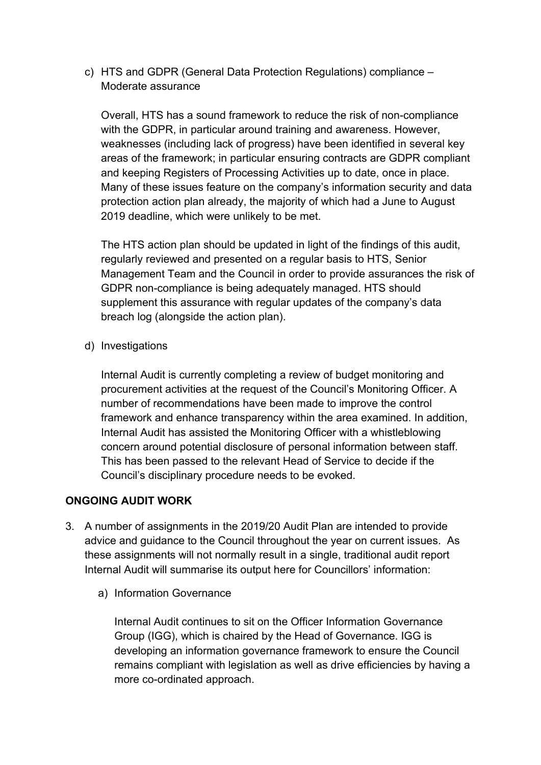c) HTS and GDPR (General Data Protection Regulations) compliance – Moderate assurance

   Overall, HTS has a sound framework to reduce the risk of non-compliance with the GDPR, in particular around training and awareness. However, weaknesses (including lack of progress) have been identified in several key areas of the framework; in particular ensuring contracts are GDPR compliant and keeping Registers of Processing Activities up to date, once in place. Many of these issues feature on the company's information security and data protection action plan already, the majority of which had a June to August 2019 deadline, which were unlikely to be met.

   The HTS action plan should be updated in light of the findings of this audit, regularly reviewed and presented on a regular basis to HTS, Senior Management Team and the Council in order to provide assurances the risk of GDPR non-compliance is being adequately managed. HTS should supplement this assurance with regular updates of the company's data breach log (alongside the action plan).

d) Investigations

   Internal Audit is currently completing a review of budget monitoring and procurement activities at the request of the Council's Monitoring Officer. A number of recommendations have been made to improve the control framework and enhance transparency within the area examined. In addition, Internal Audit has assisted the Monitoring Officer with a whistleblowing concern around potential disclosure of personal information between staff. This has been passed to the relevant Head of Service to decide if the Council's disciplinary procedure needs to be evoked.

**ONGOING AUDIT WORK**

3. A number of assignments in the 2019/20 Audit Plan are intended to provide advice and guidance to the Council throughout the year on current issues. As these assignments will not normally result in a single, traditional audit report Internal Audit will summarise its output here for Councillors' information:

   a) Information Governance

      Internal Audit continues to sit on the Officer Information Governance Group (IGG), which is chaired by the Head of Governance. IGG is developing an information governance framework to ensure the Council remains compliant with legislation as well as drive efficiencies by having a more co-ordinated approach.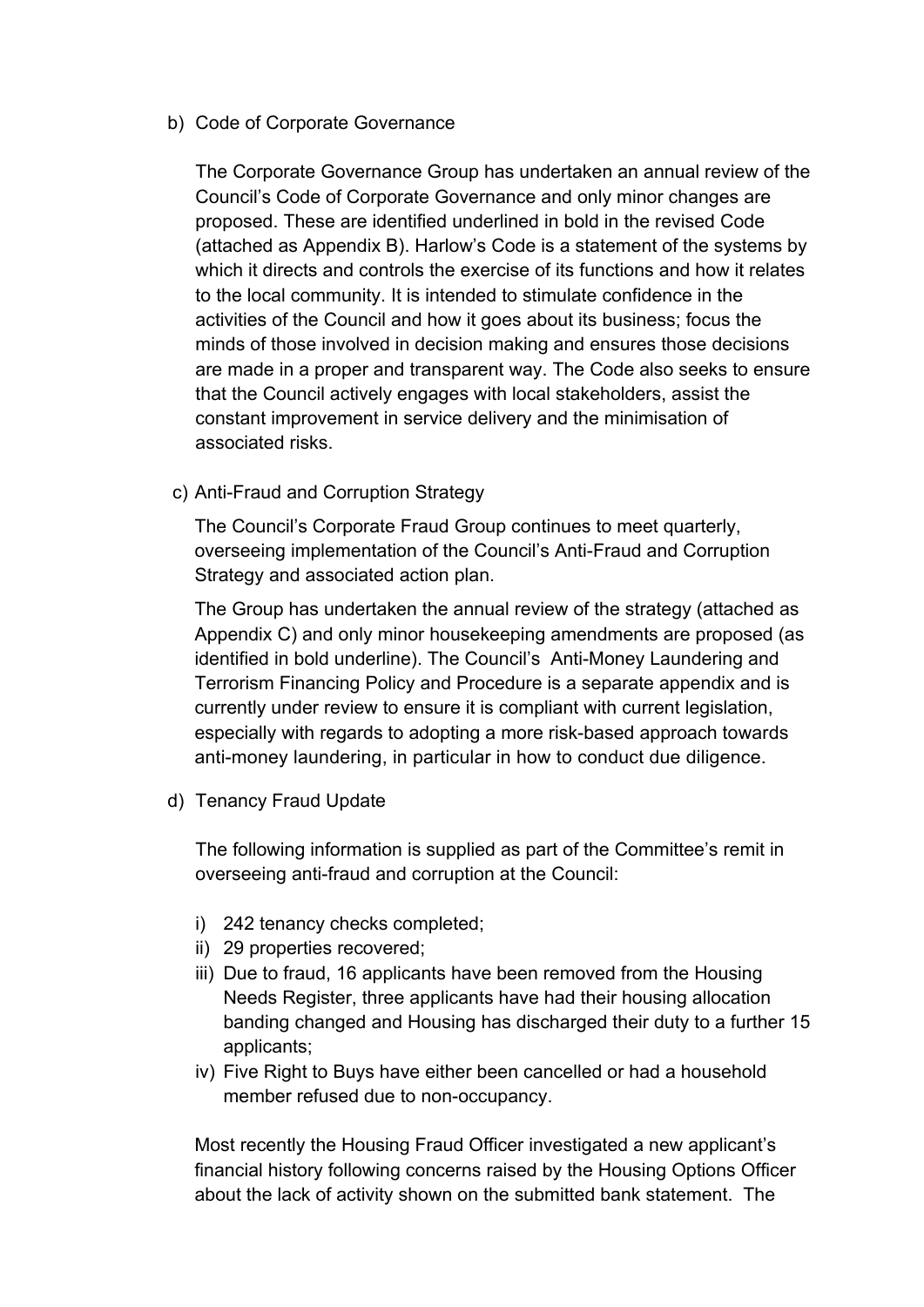b) Code of Corporate Governance

The Corporate Governance Group has undertaken an annual review of the Council's Code of Corporate Governance and only minor changes are proposed. These are identified underlined in bold in the revised Code (attached as Appendix B). Harlow's Code is a statement of the systems by which it directs and controls the exercise of its functions and how it relates to the local community. It is intended to stimulate confidence in the activities of the Council and how it goes about its business; focus the minds of those involved in decision making and ensures those decisions are made in a proper and transparent way. The Code also seeks to ensure that the Council actively engages with local stakeholders, assist the constant improvement in service delivery and the minimisation of associated risks.

c) Anti-Fraud and Corruption Strategy

The Council's Corporate Fraud Group continues to meet quarterly, overseeing implementation of the Council's Anti-Fraud and Corruption Strategy and associated action plan.

The Group has undertaken the annual review of the strategy (attached as Appendix C) and only minor housekeeping amendments are proposed (as identified in bold underline). The Council's Anti-Money Laundering and Terrorism Financing Policy and Procedure is a separate appendix and is currently under review to ensure it is compliant with current legislation, especially with regards to adopting a more risk-based approach towards anti-money laundering, in particular in how to conduct due diligence.

d) Tenancy Fraud Update

The following information is supplied as part of the Committee's remit in overseeing anti-fraud and corruption at the Council:

i) 242 tenancy checks completed;
ii) 29 properties recovered;
iii) Due to fraud, 16 applicants have been removed from the Housing Needs Register, three applicants have had their housing allocation banding changed and Housing has discharged their duty to a further 15 applicants;
iv) Five Right to Buys have either been cancelled or had a household member refused due to non-occupancy.

Most recently the Housing Fraud Officer investigated a new applicant's financial history following concerns raised by the Housing Options Officer about the lack of activity shown on the submitted bank statement. The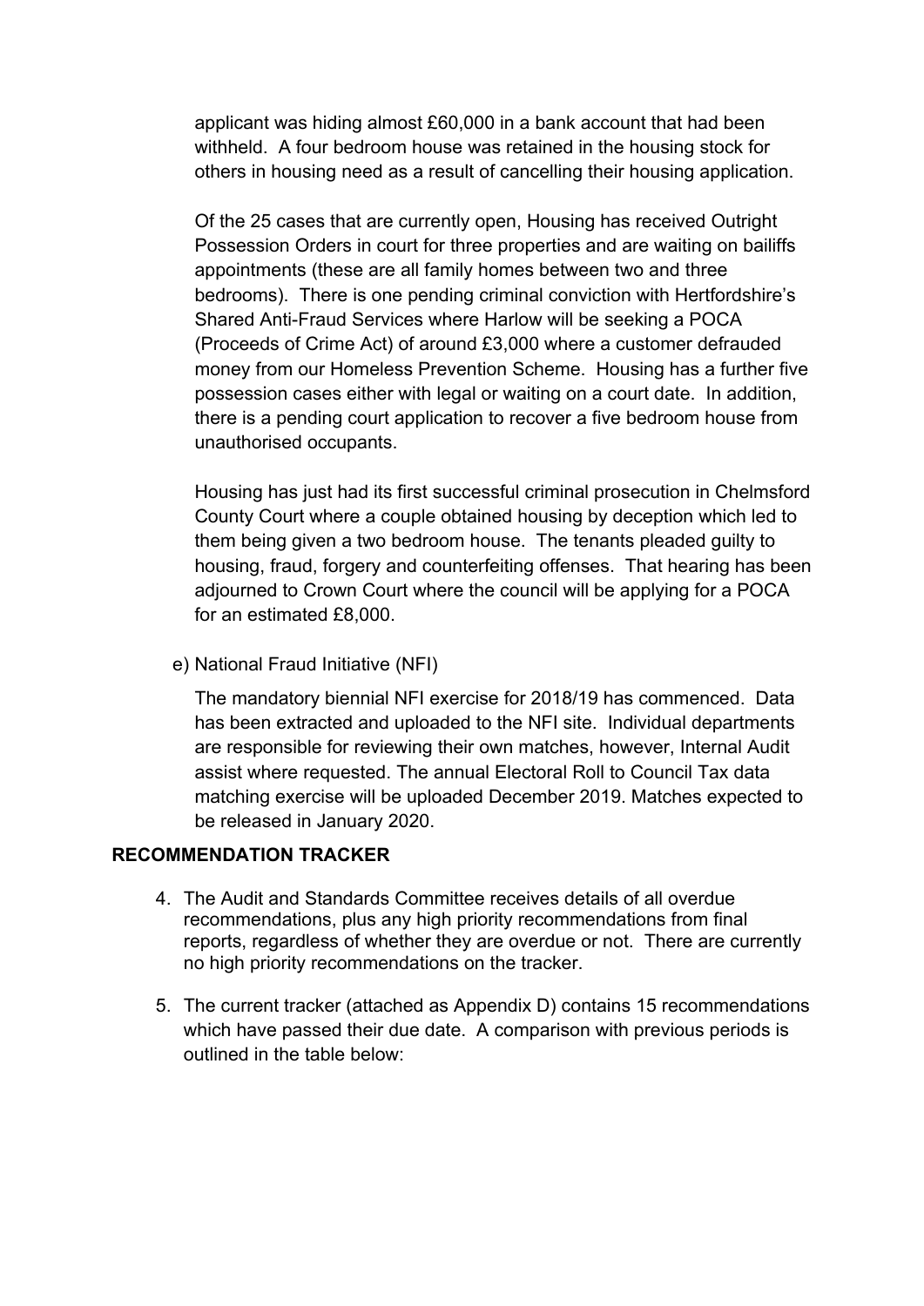applicant was hiding almost £60,000 in a bank account that had been withheld. A four bedroom house was retained in the housing stock for others in housing need as a result of cancelling their housing application.

Of the 25 cases that are currently open, Housing has received Outright Possession Orders in court for three properties and are waiting on bailiffs appointments (these are all family homes between two and three bedrooms). There is one pending criminal conviction with Hertfordshire's Shared Anti-Fraud Services where Harlow will be seeking a POCA (Proceeds of Crime Act) of around £3,000 where a customer defrauded money from our Homeless Prevention Scheme. Housing has a further five possession cases either with legal or waiting on a court date. In addition, there is a pending court application to recover a five bedroom house from unauthorised occupants.

Housing has just had its first successful criminal prosecution in Chelmsford County Court where a couple obtained housing by deception which led to them being given a two bedroom house. The tenants pleaded guilty to housing, fraud, forgery and counterfeiting offenses. That hearing has been adjourned to Crown Court where the council will be applying for a POCA for an estimated £8,000.

e) National Fraud Initiative (NFI)

The mandatory biennial NFI exercise for 2018/19 has commenced. Data has been extracted and uploaded to the NFI site. Individual departments are responsible for reviewing their own matches, however, Internal Audit assist where requested. The annual Electoral Roll to Council Tax data matching exercise will be uploaded December 2019. Matches expected to be released in January 2020.

## RECOMMENDATION TRACKER

4. The Audit and Standards Committee receives details of all overdue recommendations, plus any high priority recommendations from final reports, regardless of whether they are overdue or not. There are currently no high priority recommendations on the tracker.

5. The current tracker (attached as Appendix D) contains 15 recommendations which have passed their due date. A comparison with previous periods is outlined in the table below: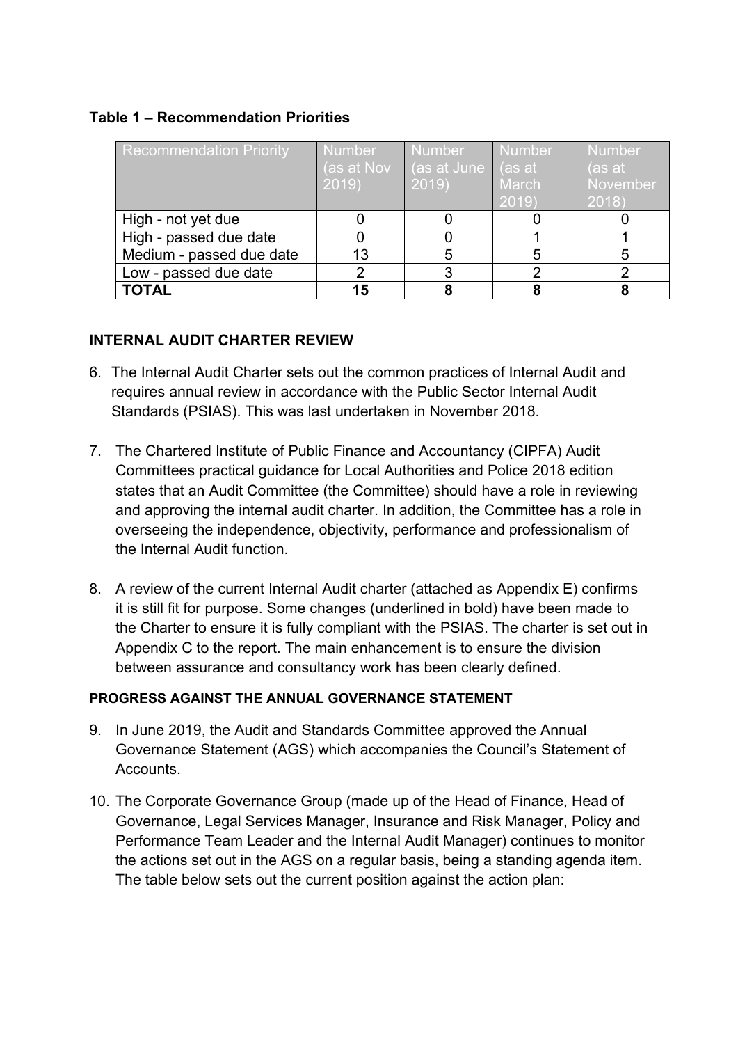**Table 1 – Recommendation Priorities**

| Recommendation Priority | Number (as at Nov 2019) | Number (as at June 2019) | Number (as at March 2019) | Number (as at November 2018) |
|---|---|---|---|---|
| High - not yet due | 0 | 0 | 0 | 0 |
| High - passed due date | 0 | 0 | 1 | 1 |
| Medium - passed due date | 13 | 5 | 5 | 5 |
| Low - passed due date | 2 | 3 | 2 | 2 |
| **TOTAL** | **15** | **8** | **8** | **8** |

## INTERNAL AUDIT CHARTER REVIEW

6. The Internal Audit Charter sets out the common practices of Internal Audit and requires annual review in accordance with the Public Sector Internal Audit Standards (PSIAS). This was last undertaken in November 2018.

7. The Chartered Institute of Public Finance and Accountancy (CIPFA) Audit Committees practical guidance for Local Authorities and Police 2018 edition states that an Audit Committee (the Committee) should have a role in reviewing and approving the internal audit charter. In addition, the Committee has a role in overseeing the independence, objectivity, performance and professionalism of the Internal Audit function.

8. A review of the current Internal Audit charter (attached as Appendix E) confirms it is still fit for purpose. Some changes (underlined in bold) have been made to the Charter to ensure it is fully compliant with the PSIAS. The charter is set out in Appendix C to the report. The main enhancement is to ensure the division between assurance and consultancy work has been clearly defined.

## PROGRESS AGAINST THE ANNUAL GOVERNANCE STATEMENT

9. In June 2019, the Audit and Standards Committee approved the Annual Governance Statement (AGS) which accompanies the Council's Statement of Accounts.

10. The Corporate Governance Group (made up of the Head of Finance, Head of Governance, Legal Services Manager, Insurance and Risk Manager, Policy and Performance Team Leader and the Internal Audit Manager) continues to monitor the actions set out in the AGS on a regular basis, being a standing agenda item. The table below sets out the current position against the action plan: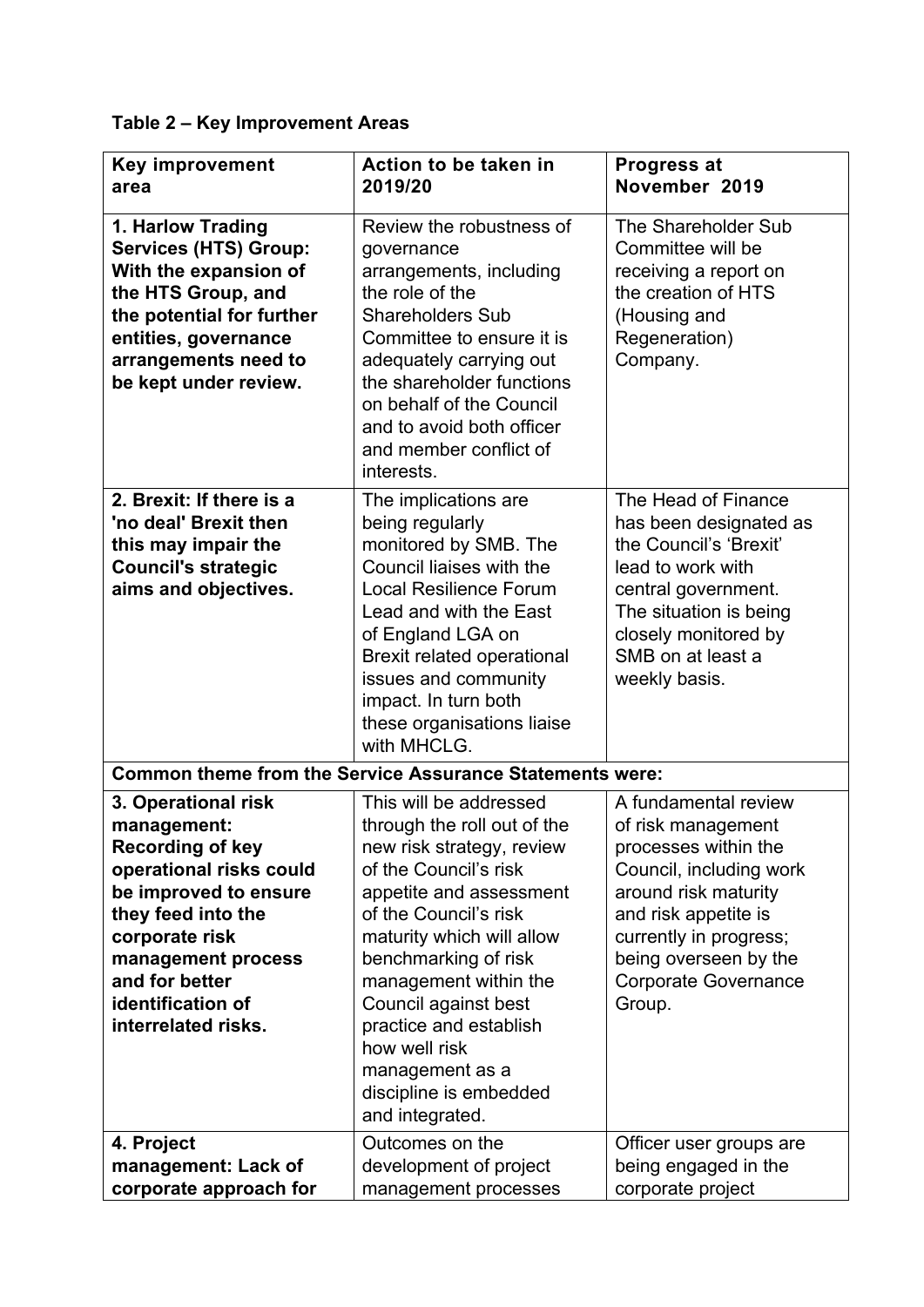**Table 2 – Key Improvement Areas**

| Key improvement area | Action to be taken in 2019/20 | Progress at November 2019 |
|---|---|---|
| **1. Harlow Trading Services (HTS) Group: With the expansion of the HTS Group, and the potential for further entities, governance arrangements need to be kept under review.** | Review the robustness of governance arrangements, including the role of the Shareholders Sub Committee to ensure it is adequately carrying out the shareholder functions on behalf of the Council and to avoid both officer and member conflict of interests. | The Shareholder Sub Committee will be receiving a report on the creation of HTS (Housing and Regeneration) Company. |
| **2. Brexit: If there is a 'no deal' Brexit then this may impair the Council's strategic aims and objectives.** | The implications are being regularly monitored by SMB. The Council liaises with the Local Resilience Forum Lead and with the East of England LGA on Brexit related operational issues and community impact. In turn both these organisations liaise with MHCLG. | The Head of Finance has been designated as the Council's 'Brexit' lead to work with central government. The situation is being closely monitored by SMB on at least a weekly basis. |
| **Common theme from the Service Assurance Statements were:** | | |
| **3. Operational risk management: Recording of key operational risks could be improved to ensure they feed into the corporate risk management process and for better identification of interrelated risks.** | This will be addressed through the roll out of the new risk strategy, review of the Council's risk appetite and assessment of the Council's risk maturity which will allow benchmarking of risk management within the Council against best practice and establish how well risk management as a discipline is embedded and integrated. | A fundamental review of risk management processes within the Council, including work around risk maturity and risk appetite is currently in progress; being overseen by the Corporate Governance Group. |
| **4. Project management: Lack of corporate approach for** | Outcomes on the development of project management processes | Officer user groups are being engaged in the corporate project |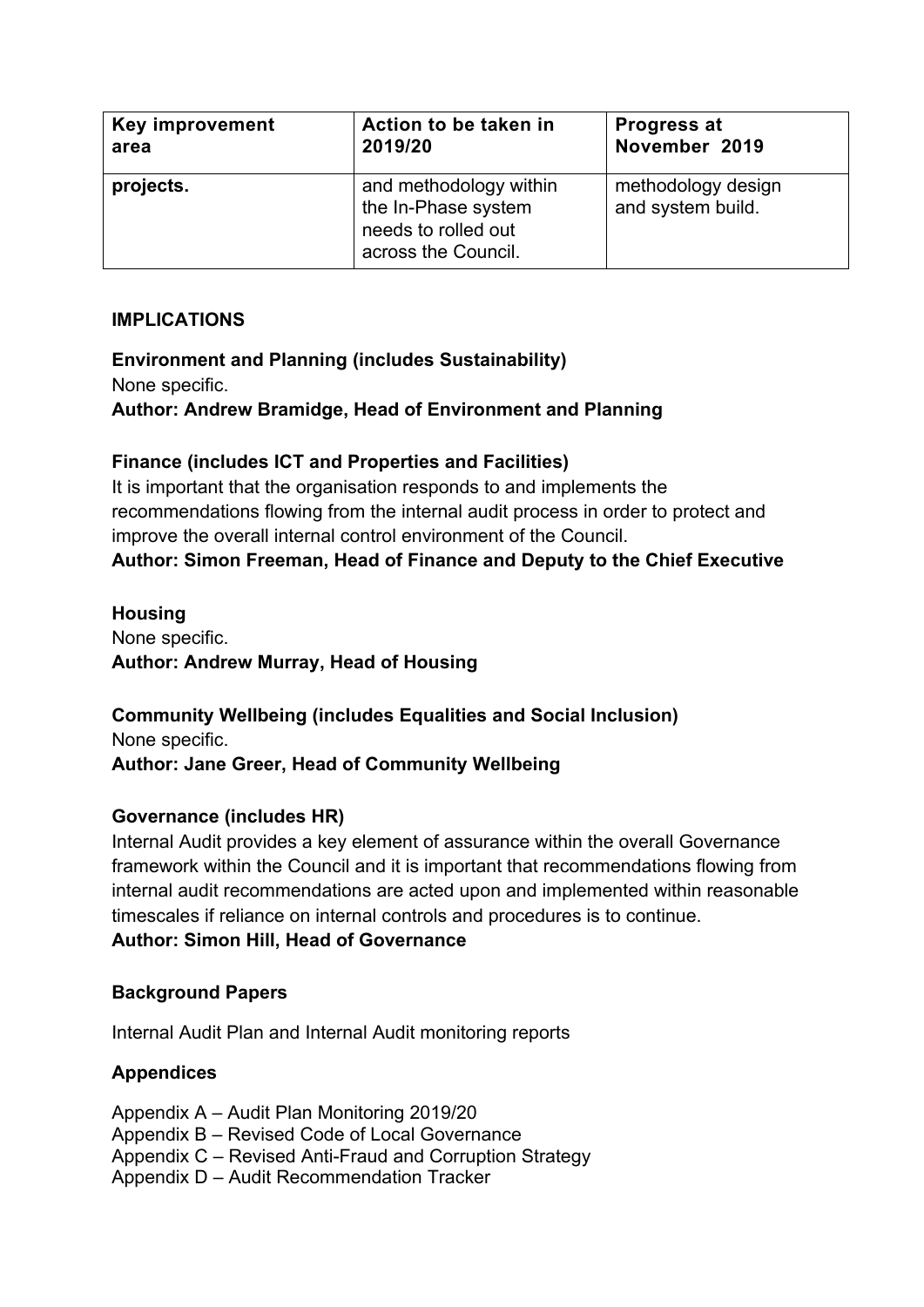| Key improvement area | Action to be taken in 2019/20 | Progress at November 2019 |
| --- | --- | --- |
| **projects.** | and methodology within the In-Phase system needs to rolled out across the Council. | methodology design and system build. |

**IMPLICATIONS**

**Environment and Planning (includes Sustainability)**
None specific.
**Author: Andrew Bramidge, Head of Environment and Planning**

**Finance (includes ICT and Properties and Facilities)**
It is important that the organisation responds to and implements the recommendations flowing from the internal audit process in order to protect and improve the overall internal control environment of the Council.
**Author: Simon Freeman, Head of Finance and Deputy to the Chief Executive**

**Housing**
None specific.
**Author: Andrew Murray, Head of Housing**

**Community Wellbeing (includes Equalities and Social Inclusion)**
None specific.
**Author: Jane Greer, Head of Community Wellbeing**

**Governance (includes HR)**
Internal Audit provides a key element of assurance within the overall Governance framework within the Council and it is important that recommendations flowing from internal audit recommendations are acted upon and implemented within reasonable timescales if reliance on internal controls and procedures is to continue.
**Author: Simon Hill, Head of Governance**

**Background Papers**

Internal Audit Plan and Internal Audit monitoring reports

**Appendices**

Appendix A – Audit Plan Monitoring 2019/20
Appendix B – Revised Code of Local Governance
Appendix C – Revised Anti-Fraud and Corruption Strategy
Appendix D – Audit Recommendation Tracker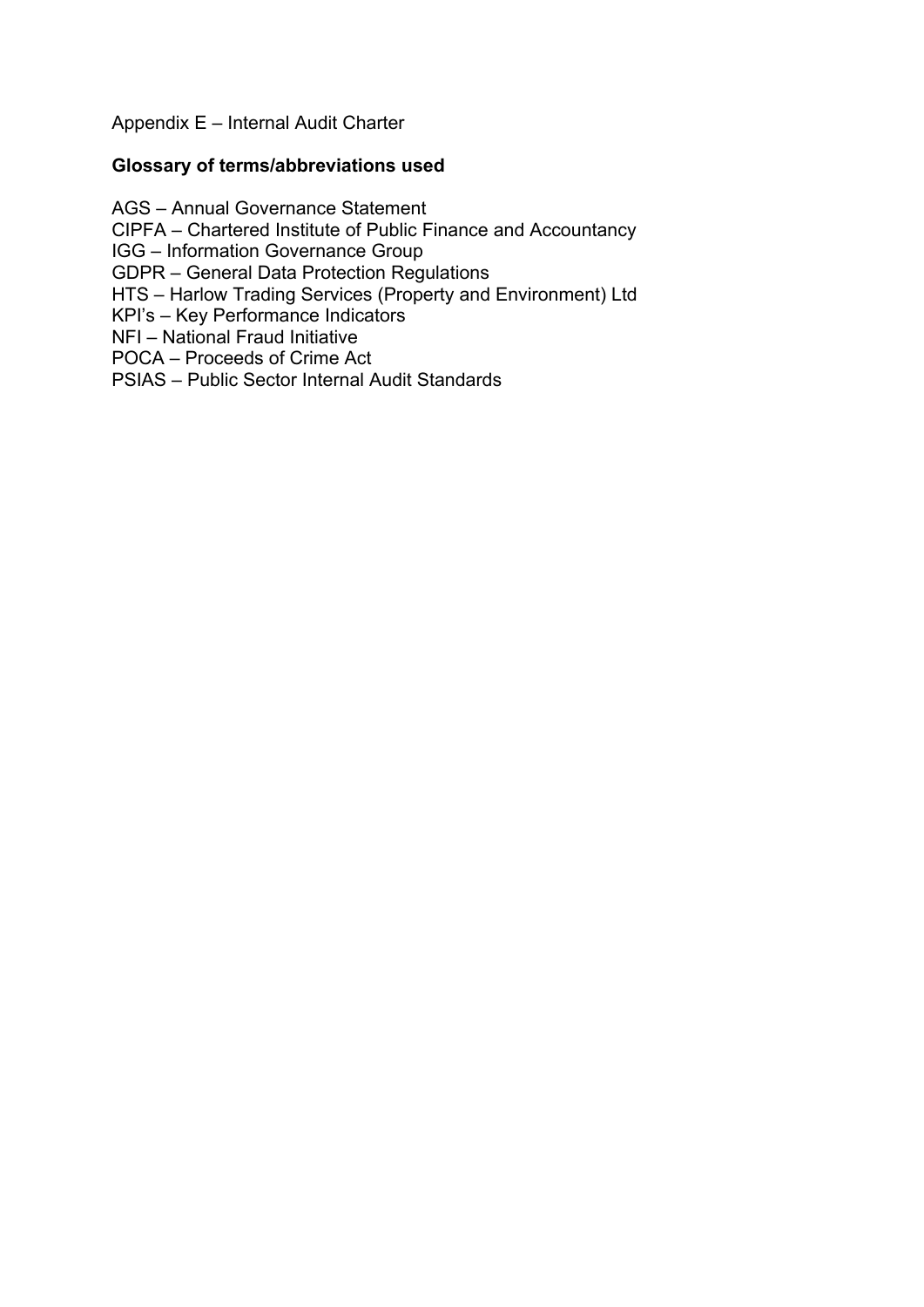Appendix E – Internal Audit Charter

**Glossary of terms/abbreviations used**

AGS – Annual Governance Statement
CIPFA – Chartered Institute of Public Finance and Accountancy
IGG – Information Governance Group
GDPR – General Data Protection Regulations
HTS – Harlow Trading Services (Property and Environment) Ltd
KPI's – Key Performance Indicators
NFI – National Fraud Initiative
POCA – Proceeds of Crime Act
PSIAS – Public Sector Internal Audit Standards